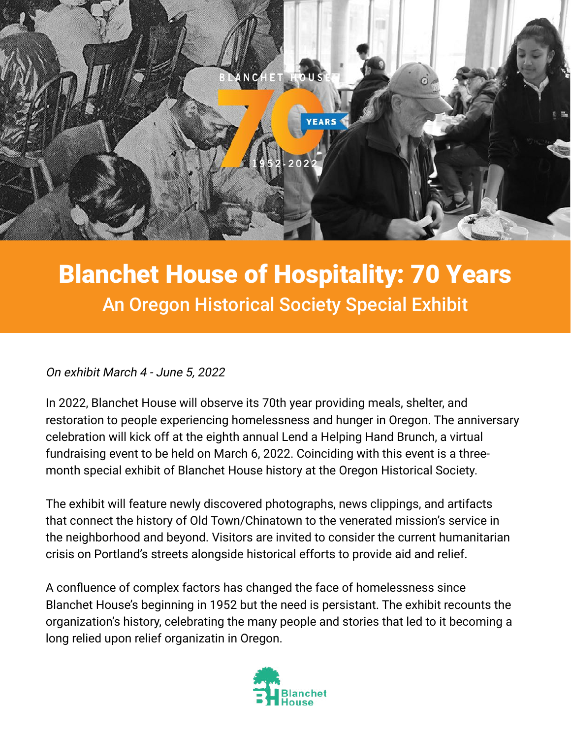# Blanchet House of Hospitality: 70 Years

## An Oregon Historical Society Special Exhibit

*On exhibit March 4 - June 5, 2022*

In 2022, Blanchet House will observe its 70th year providing meals, shelter, and restoration to people experiencing homelessness and hunger in Oregon. The anniversary celebration will kick off at the eighth annual Lend a Helping Hand Brunch, a virtual fundraising event to be held on March 6, 2022. Coinciding with this event is a three-month special exhibit of Blanchet House history at the Oregon Historical Society.

The exhibit will feature newly discovered photographs, news clippings, and artifacts that connect the history of Old Town/Chinatown to the venerated mission's service in the neighborhood and beyond. Visitors are invited to consider the current humanitarian crisis on Portland's streets alongside historical efforts to provide aid and relief.

A confluence of complex factors has changed the face of homelessness since Blanchet House's beginning in 1952 but the need is persistant. The exhibit recounts the organization's history, celebrating the many people and stories that led to it becoming a long relied upon relief organizatin in Oregon.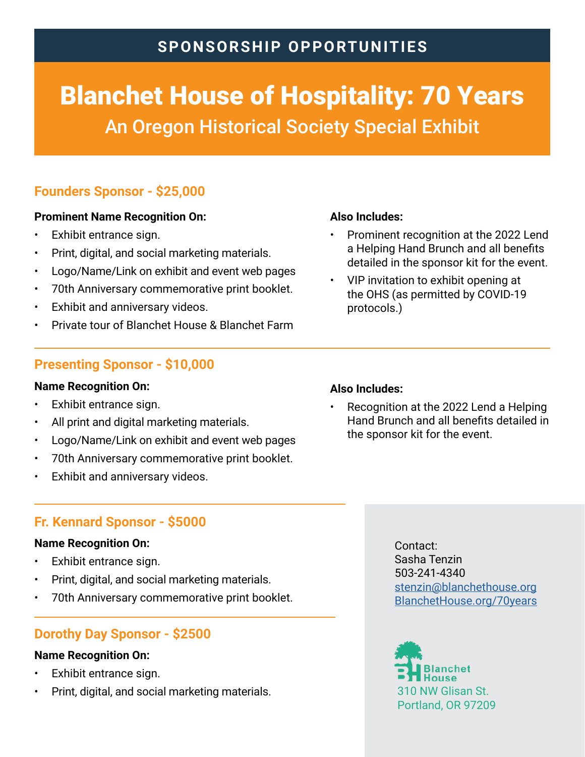SPONSORSHIP OPPORTUNITIES

# Blanchet House of Hospitality: 70 Years

## An Oregon Historical Society Special Exhibit

### Founders Sponsor - $25,000

**Prominent Name Recognition On:**

- Exhibit entrance sign.
- Print, digital, and social marketing materials.
- Logo/Name/Link on exhibit and event web pages
- 70th Anniversary commemorative print booklet.
- Exhibit and anniversary videos.
- Private tour of Blanchet House & Blanchet Farm

**Also Includes:**

- Prominent recognition at the 2022 Lend a Helping Hand Brunch and all benefits detailed in the sponsor kit for the event.
- VIP invitation to exhibit opening at the OHS (as permitted by COVID-19 protocols.)

### Presenting Sponsor - $10,000

**Name Recognition On:**

- Exhibit entrance sign.
- All print and digital marketing materials.
- Logo/Name/Link on exhibit and event web pages
- 70th Anniversary commemorative print booklet.
- Exhibit and anniversary videos.

**Also Includes:**

- Recognition at the 2022 Lend a Helping Hand Brunch and all benefits detailed in the sponsor kit for the event.

### Fr. Kennard Sponsor - $5000

**Name Recognition On:**

- Exhibit entrance sign.
- Print, digital, and social marketing materials.
- 70th Anniversary commemorative print booklet.

### Dorothy Day Sponsor - $2500

**Name Recognition On:**

- Exhibit entrance sign.
- Print, digital, and social marketing materials.

Contact:
Sasha Tenzin
503-241-4340
stenzin@blanchethouse.org
BlanchetHouse.org/70years

Blanchet House
310 NW Glisan St.
Portland, OR 97209